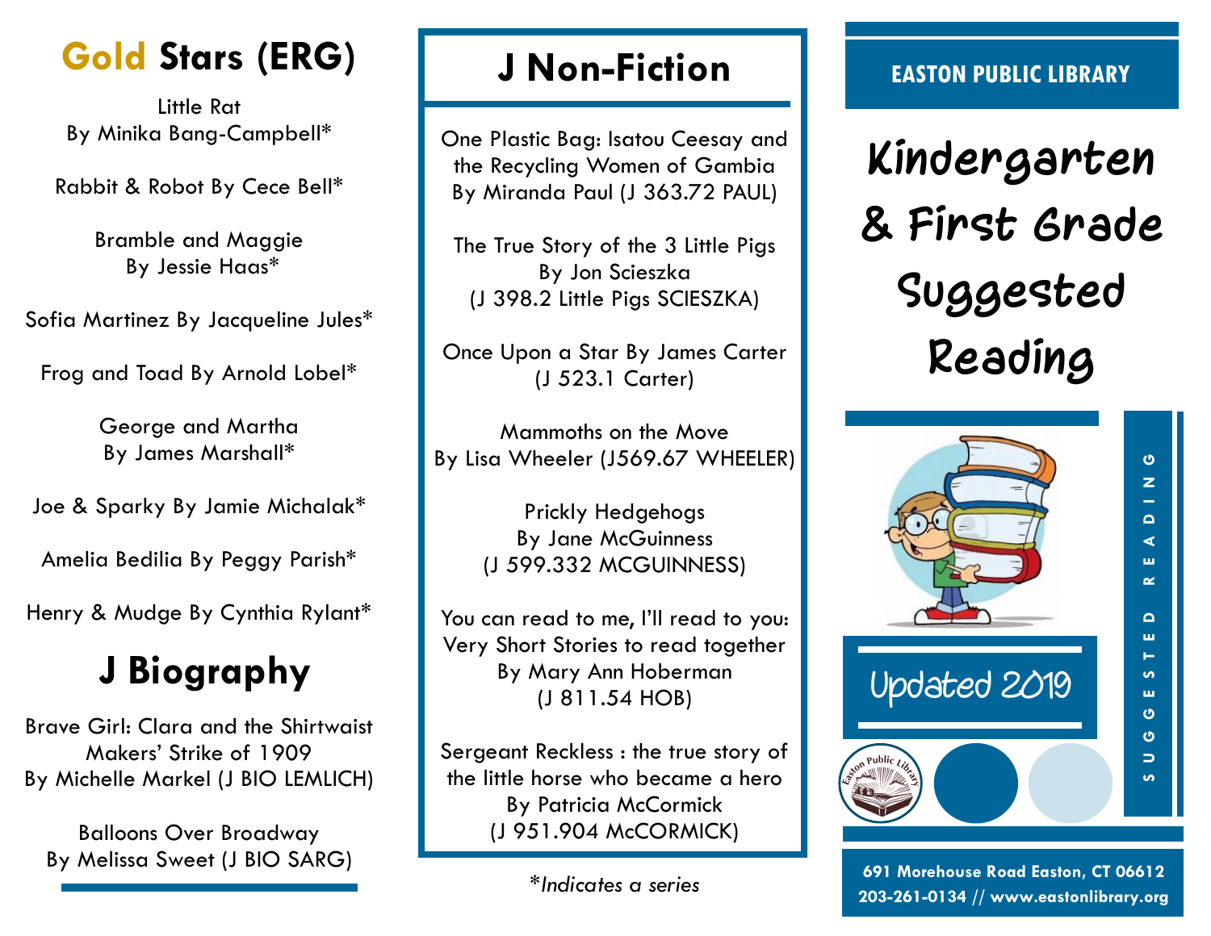## Gold Stars (ERG)

Little Rat
By Minika Bang-Campbell*

Rabbit & Robot By Cece Bell*

Bramble and Maggie
By Jessie Haas*

Sofia Martinez By Jacqueline Jules*

Frog and Toad By Arnold Lobel*

George and Martha
By James Marshall*

Joe & Sparky By Jamie Michalak*

Amelia Bedilia By Peggy Parish*

Henry & Mudge By Cynthia Rylant*

## J Biography

Brave Girl: Clara and the Shirtwaist Makers' Strike of 1909
By Michelle Markel (J BIO LEMLICH)

Balloons Over Broadway
By Melissa Sweet (J BIO SARG)

## J Non-Fiction

One Plastic Bag: Isatou Ceesay and the Recycling Women of Gambia
By Miranda Paul (J 363.72 PAUL)

The True Story of the 3 Little Pigs
By Jon Scieszka
(J 398.2 Little Pigs SCIESZKA)

Once Upon a Star By James Carter
(J 523.1 Carter)

Mammoths on the Move
By Lisa Wheeler (J569.67 WHEELER)

Prickly Hedgehogs
By Jane McGuinness
(J 599.332 MCGUINNESS)

You can read to me, I'll read to you: Very Short Stories to read together
By Mary Ann Hoberman
(J 811.54 HOB)

Sergeant Reckless : the true story of the little horse who became a hero
By Patricia McCormick
(J 951.904 McCORMICK)

*\*Indicates a series*

**EASTON PUBLIC LIBRARY**

# Kindergarten & First Grade Suggested Reading

Updated 2019

SUGGESTED READING

**691 Morehouse Road Easton, CT 06612**
**203-261-0134 // www.eastonlibrary.org**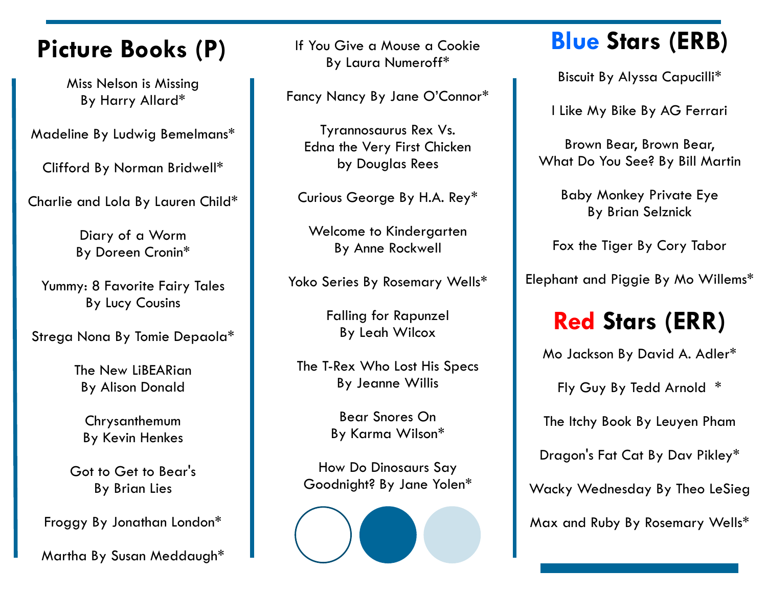## Picture Books (P)

Miss Nelson is Missing By Harry Allard*

Madeline By Ludwig Bemelmans*

Clifford By Norman Bridwell*

Charlie and Lola By Lauren Child*

Diary of a Worm By Doreen Cronin*

Yummy: 8 Favorite Fairy Tales By Lucy Cousins

Strega Nona By Tomie Depaola*

The New LiBEARian By Alison Donald

Chrysanthemum By Kevin Henkes

Got to Get to Bear's By Brian Lies

Froggy By Jonathan London*

Martha By Susan Meddaugh*

If You Give a Mouse a Cookie By Laura Numeroff*

Fancy Nancy By Jane O'Connor*

Tyrannosaurus Rex Vs. Edna the Very First Chicken by Douglas Rees

Curious George By H.A. Rey*

Welcome to Kindergarten By Anne Rockwell

Yoko Series By Rosemary Wells*

Falling for Rapunzel By Leah Wilcox

The T-Rex Who Lost His Specs By Jeanne Willis

Bear Snores On By Karma Wilson*

How Do Dinosaurs Say Goodnight? By Jane Yolen*

## Blue Stars (ERB)

Biscuit By Alyssa Capucilli*

I Like My Bike By AG Ferrari

Brown Bear, Brown Bear, What Do You See? By Bill Martin

Baby Monkey Private Eye By Brian Selznick

Fox the Tiger By Cory Tabor

Elephant and Piggie By Mo Willems*

## Red Stars (ERR)

Mo Jackson By David A. Adler*

Fly Guy By Tedd Arnold *

The Itchy Book By Leuyen Pham

Dragon's Fat Cat By Dav Pikley*

Wacky Wednesday By Theo LeSieg

Max and Ruby By Rosemary Wells*